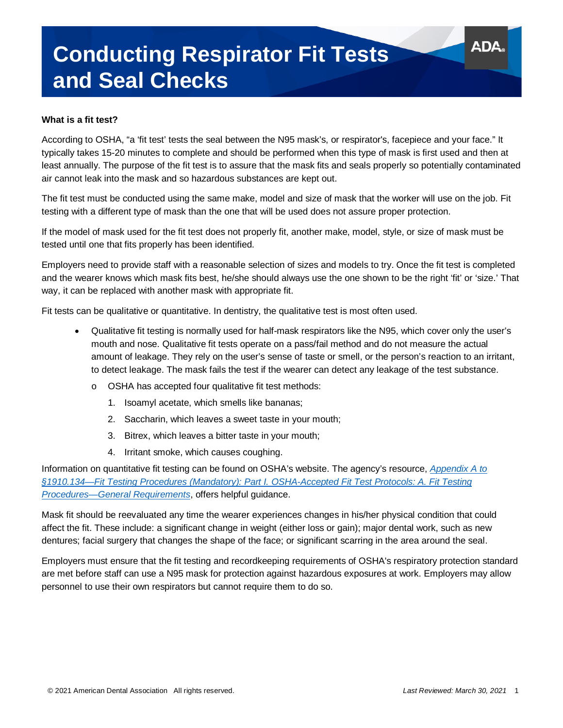# Conducting Respirator Fit Tests and Seal Checks

**What is a fit test?**

According to OSHA, "a 'fit test' tests the seal between the N95 mask's, or respirator's, facepiece and your face." It typically takes 15-20 minutes to complete and should be performed when this type of mask is first used and then at least annually. The purpose of the fit test is to assure that the mask fits and seals properly so potentially contaminated air cannot leak into the mask and so hazardous substances are kept out.

The fit test must be conducted using the same make, model and size of mask that the worker will use on the job. Fit testing with a different type of mask than the one that will be used does not assure proper protection.

If the model of mask used for the fit test does not properly fit, another make, model, style, or size of mask must be tested until one that fits properly has been identified.

Employers need to provide staff with a reasonable selection of sizes and models to try. Once the fit test is completed and the wearer knows which mask fits best, he/she should always use the one shown to be the right 'fit' or 'size.' That way, it can be replaced with another mask with appropriate fit.

Fit tests can be qualitative or quantitative. In dentistry, the qualitative test is most often used.

- Qualitative fit testing is normally used for half-mask respirators like the N95, which cover only the user's mouth and nose. Qualitative fit tests operate on a pass/fail method and do not measure the actual amount of leakage. They rely on the user's sense of taste or smell, or the person's reaction to an irritant, to detect leakage. The mask fails the test if the wearer can detect any leakage of the test substance.
  - OSHA has accepted four qualitative fit test methods:
    1. Isoamyl acetate, which smells like bananas;
    2. Saccharin, which leaves a sweet taste in your mouth;
    3. Bitrex, which leaves a bitter taste in your mouth;
    4. Irritant smoke, which causes coughing.

Information on quantitative fit testing can be found on OSHA's website. The agency's resource, *Appendix A to §1910.134—Fit Testing Procedures (Mandatory): Part I. OSHA-Accepted Fit Test Protocols: A. Fit Testing Procedures—General Requirements*, offers helpful guidance.

Mask fit should be reevaluated any time the wearer experiences changes in his/her physical condition that could affect the fit. These include: a significant change in weight (either loss or gain); major dental work, such as new dentures; facial surgery that changes the shape of the face; or significant scarring in the area around the seal.

Employers must ensure that the fit testing and recordkeeping requirements of OSHA's respiratory protection standard are met before staff can use a N95 mask for protection against hazardous exposures at work. Employers may allow personnel to use their own respirators but cannot require them to do so.

© 2021 American Dental Association All rights reserved. *Last Reviewed: March 30, 2021*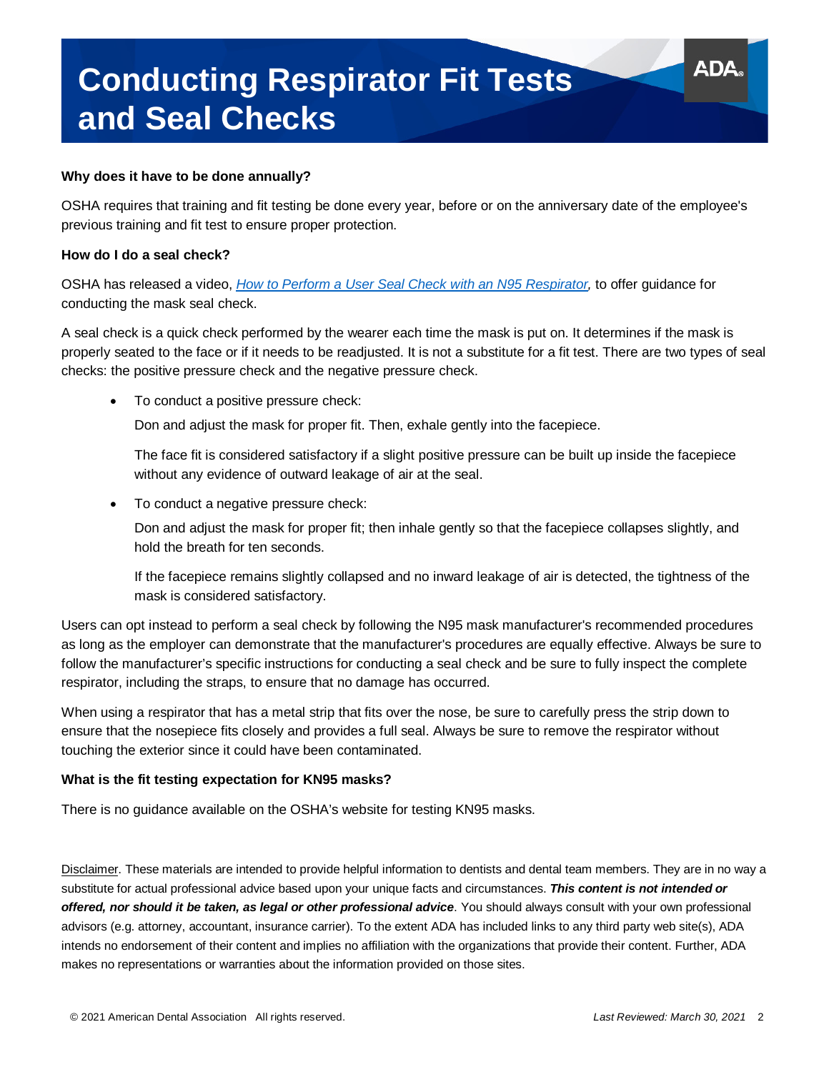# Conducting Respirator Fit Tests and Seal Checks

**Why does it have to be done annually?**

OSHA requires that training and fit testing be done every year, before or on the anniversary date of the employee's previous training and fit test to ensure proper protection.

**How do I do a seal check?**

OSHA has released a video, *How to Perform a User Seal Check with an N95 Respirator,* to offer guidance for conducting the mask seal check.

A seal check is a quick check performed by the wearer each time the mask is put on. It determines if the mask is properly seated to the face or if it needs to be readjusted. It is not a substitute for a fit test. There are two types of seal checks: the positive pressure check and the negative pressure check.

- To conduct a positive pressure check:

  Don and adjust the mask for proper fit. Then, exhale gently into the facepiece.

  The face fit is considered satisfactory if a slight positive pressure can be built up inside the facepiece without any evidence of outward leakage of air at the seal.

- To conduct a negative pressure check:

  Don and adjust the mask for proper fit; then inhale gently so that the facepiece collapses slightly, and hold the breath for ten seconds.

  If the facepiece remains slightly collapsed and no inward leakage of air is detected, the tightness of the mask is considered satisfactory.

Users can opt instead to perform a seal check by following the N95 mask manufacturer's recommended procedures as long as the employer can demonstrate that the manufacturer's procedures are equally effective. Always be sure to follow the manufacturer's specific instructions for conducting a seal check and be sure to fully inspect the complete respirator, including the straps, to ensure that no damage has occurred.

When using a respirator that has a metal strip that fits over the nose, be sure to carefully press the strip down to ensure that the nosepiece fits closely and provides a full seal. Always be sure to remove the respirator without touching the exterior since it could have been contaminated.

**What is the fit testing expectation for KN95 masks?**

There is no guidance available on the OSHA's website for testing KN95 masks.

Disclaimer. These materials are intended to provide helpful information to dentists and dental team members. They are in no way a substitute for actual professional advice based upon your unique facts and circumstances. ***This content is not intended or offered, nor should it be taken, as legal or other professional advice***. You should always consult with your own professional advisors (e.g. attorney, accountant, insurance carrier). To the extent ADA has included links to any third party web site(s), ADA intends no endorsement of their content and implies no affiliation with the organizations that provide their content. Further, ADA makes no representations or warranties about the information provided on those sites.

© 2021 American Dental Association All rights reserved. *Last Reviewed: March 30, 2021*